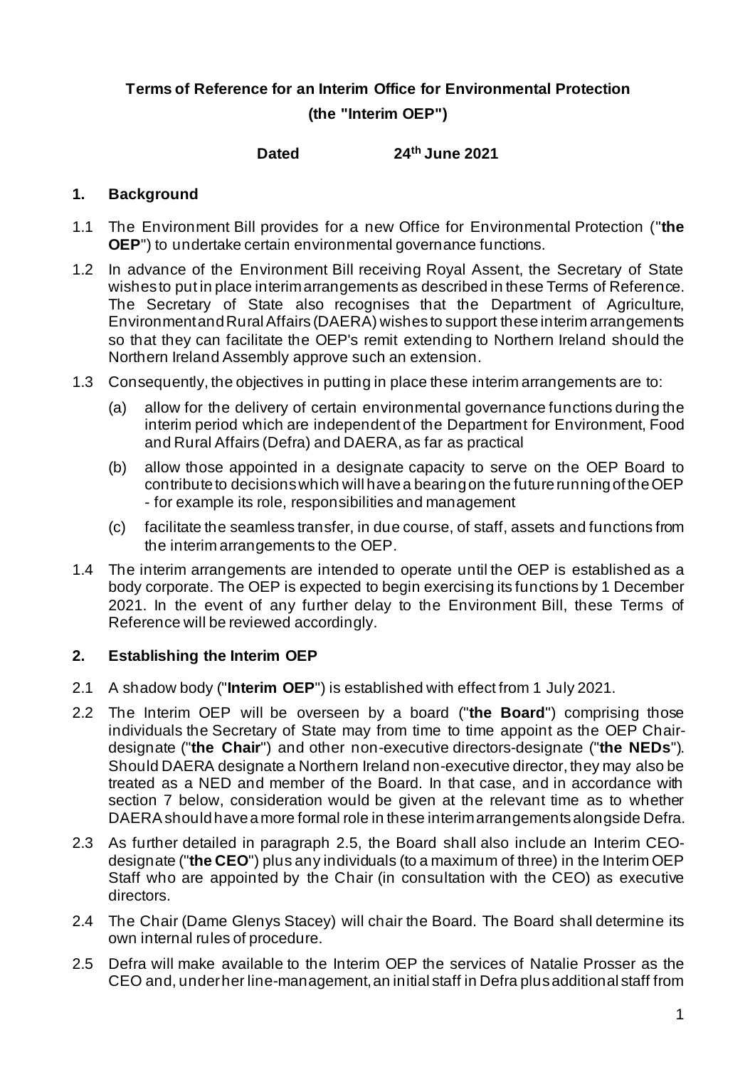# Terms of Reference for an Interim Office for Environmental Protection (the "Interim OEP")

**Dated 24th June 2021**

## 1. Background

1.1 The Environment Bill provides for a new Office for Environmental Protection ("**the OEP**") to undertake certain environmental governance functions.

1.2 In advance of the Environment Bill receiving Royal Assent, the Secretary of State wishes to put in place interim arrangements as described in these Terms of Reference. The Secretary of State also recognises that the Department of Agriculture, Environment and Rural Affairs (DAERA) wishes to support these interim arrangements so that they can facilitate the OEP's remit extending to Northern Ireland should the Northern Ireland Assembly approve such an extension.

1.3 Consequently, the objectives in putting in place these interim arrangements are to:

(a) allow for the delivery of certain environmental governance functions during the interim period which are independent of the Department for Environment, Food and Rural Affairs (Defra) and DAERA, as far as practical

(b) allow those appointed in a designate capacity to serve on the OEP Board to contribute to decisions which will have a bearing on the future running of the OEP - for example its role, responsibilities and management

(c) facilitate the seamless transfer, in due course, of staff, assets and functions from the interim arrangements to the OEP.

1.4 The interim arrangements are intended to operate until the OEP is established as a body corporate. The OEP is expected to begin exercising its functions by 1 December 2021. In the event of any further delay to the Environment Bill, these Terms of Reference will be reviewed accordingly.

## 2. Establishing the Interim OEP

2.1 A shadow body ("**Interim OEP**") is established with effect from 1 July 2021.

2.2 The Interim OEP will be overseen by a board ("**the Board**") comprising those individuals the Secretary of State may from time to time appoint as the OEP Chair-designate ("**the Chair**") and other non-executive directors-designate ("**the NEDs**"). Should DAERA designate a Northern Ireland non-executive director, they may also be treated as a NED and member of the Board. In that case, and in accordance with section 7 below, consideration would be given at the relevant time as to whether DAERA should have a more formal role in these interim arrangements alongside Defra.

2.3 As further detailed in paragraph 2.5, the Board shall also include an Interim CEO-designate ("**the CEO**") plus any individuals (to a maximum of three) in the Interim OEP Staff who are appointed by the Chair (in consultation with the CEO) as executive directors.

2.4 The Chair (Dame Glenys Stacey) will chair the Board. The Board shall determine its own internal rules of procedure.

2.5 Defra will make available to the Interim OEP the services of Natalie Prosser as the CEO and, under her line-management, an initial staff in Defra plus additional staff from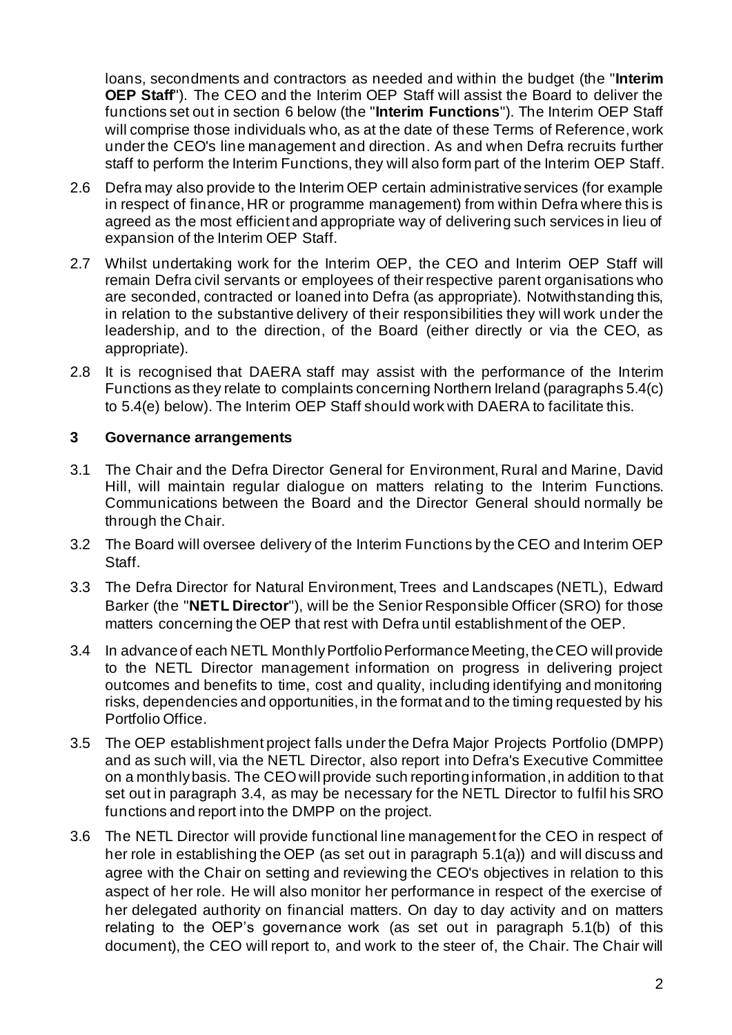loans, secondments and contractors as needed and within the budget (the "**Interim OEP Staff**"). The CEO and the Interim OEP Staff will assist the Board to deliver the functions set out in section 6 below (the "**Interim Functions**"). The Interim OEP Staff will comprise those individuals who, as at the date of these Terms of Reference, work under the CEO's line management and direction. As and when Defra recruits further staff to perform the Interim Functions, they will also form part of the Interim OEP Staff.

2.6 Defra may also provide to the Interim OEP certain administrative services (for example in respect of finance, HR or programme management) from within Defra where this is agreed as the most efficient and appropriate way of delivering such services in lieu of expansion of the Interim OEP Staff.

2.7 Whilst undertaking work for the Interim OEP, the CEO and Interim OEP Staff will remain Defra civil servants or employees of their respective parent organisations who are seconded, contracted or loaned into Defra (as appropriate). Notwithstanding this, in relation to the substantive delivery of their responsibilities they will work under the leadership, and to the direction, of the Board (either directly or via the CEO, as appropriate).

2.8 It is recognised that DAERA staff may assist with the performance of the Interim Functions as they relate to complaints concerning Northern Ireland (paragraphs 5.4(c) to 5.4(e) below). The Interim OEP Staff should work with DAERA to facilitate this.

## 3 Governance arrangements

3.1 The Chair and the Defra Director General for Environment, Rural and Marine, David Hill, will maintain regular dialogue on matters relating to the Interim Functions. Communications between the Board and the Director General should normally be through the Chair.

3.2 The Board will oversee delivery of the Interim Functions by the CEO and Interim OEP Staff.

3.3 The Defra Director for Natural Environment, Trees and Landscapes (NETL), Edward Barker (the "**NETL Director**"), will be the Senior Responsible Officer (SRO) for those matters concerning the OEP that rest with Defra until establishment of the OEP.

3.4 In advance of each NETL Monthly Portfolio Performance Meeting, the CEO will provide to the NETL Director management information on progress in delivering project outcomes and benefits to time, cost and quality, including identifying and monitoring risks, dependencies and opportunities, in the format and to the timing requested by his Portfolio Office.

3.5 The OEP establishment project falls under the Defra Major Projects Portfolio (DMPP) and as such will, via the NETL Director, also report into Defra's Executive Committee on a monthly basis. The CEO will provide such reporting information, in addition to that set out in paragraph 3.4, as may be necessary for the NETL Director to fulfil his SRO functions and report into the DMPP on the project.

3.6 The NETL Director will provide functional line management for the CEO in respect of her role in establishing the OEP (as set out in paragraph 5.1(a)) and will discuss and agree with the Chair on setting and reviewing the CEO's objectives in relation to this aspect of her role. He will also monitor her performance in respect of the exercise of her delegated authority on financial matters. On day to day activity and on matters relating to the OEP's governance work (as set out in paragraph 5.1(b) of this document), the CEO will report to, and work to the steer of, the Chair. The Chair will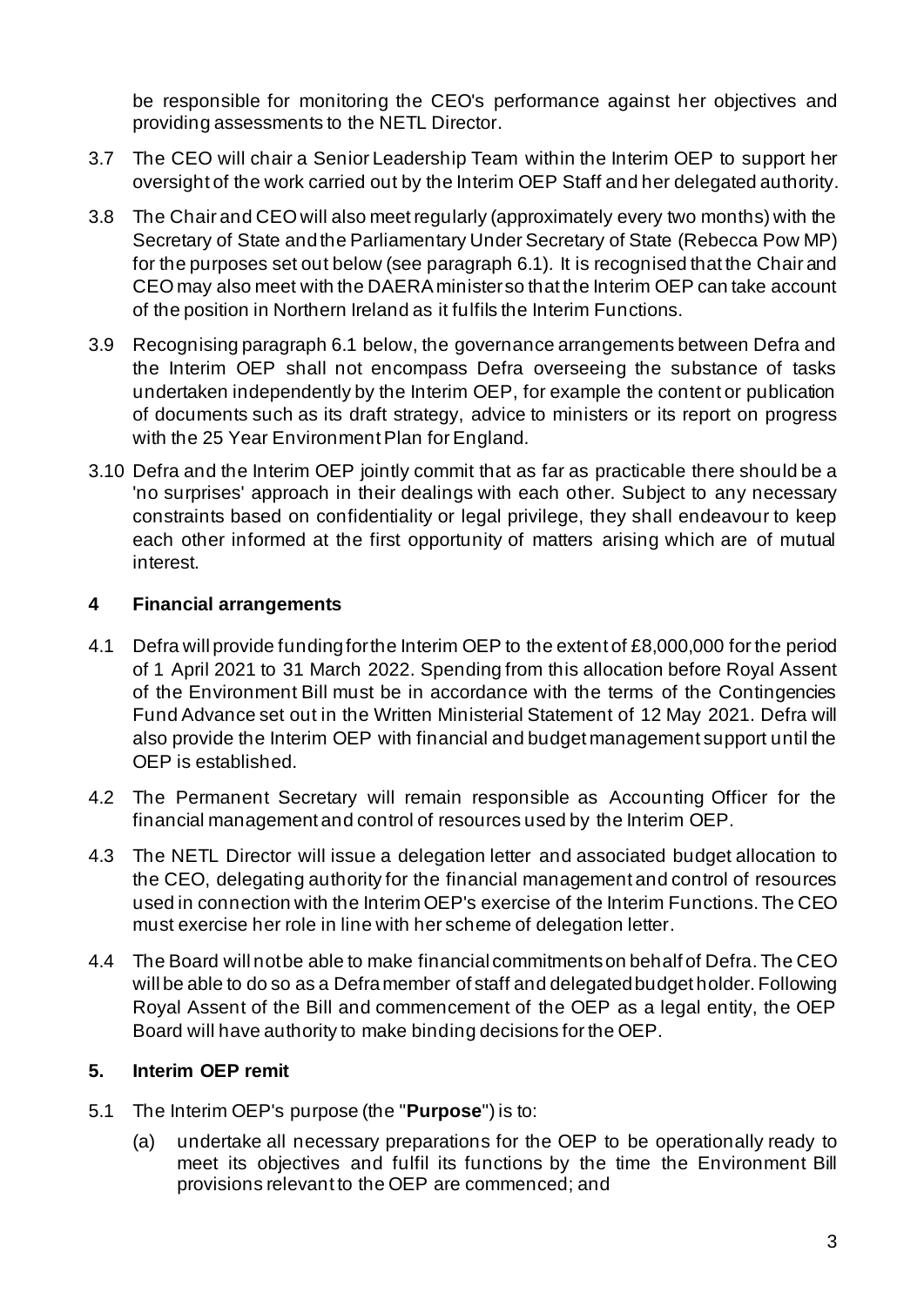be responsible for monitoring the CEO's performance against her objectives and providing assessments to the NETL Director.

3.7 The CEO will chair a Senior Leadership Team within the Interim OEP to support her oversight of the work carried out by the Interim OEP Staff and her delegated authority.

3.8 The Chair and CEO will also meet regularly (approximately every two months) with the Secretary of State and the Parliamentary Under Secretary of State (Rebecca Pow MP) for the purposes set out below (see paragraph 6.1). It is recognised that the Chair and CEO may also meet with the DAERA minister so that the Interim OEP can take account of the position in Northern Ireland as it fulfils the Interim Functions.

3.9 Recognising paragraph 6.1 below, the governance arrangements between Defra and the Interim OEP shall not encompass Defra overseeing the substance of tasks undertaken independently by the Interim OEP, for example the content or publication of documents such as its draft strategy, advice to ministers or its report on progress with the 25 Year Environment Plan for England.

3.10 Defra and the Interim OEP jointly commit that as far as practicable there should be a 'no surprises' approach in their dealings with each other. Subject to any necessary constraints based on confidentiality or legal privilege, they shall endeavour to keep each other informed at the first opportunity of matters arising which are of mutual interest.

## 4 Financial arrangements

4.1 Defra will provide funding for the Interim OEP to the extent of £8,000,000 for the period of 1 April 2021 to 31 March 2022. Spending from this allocation before Royal Assent of the Environment Bill must be in accordance with the terms of the Contingencies Fund Advance set out in the Written Ministerial Statement of 12 May 2021. Defra will also provide the Interim OEP with financial and budget management support until the OEP is established.

4.2 The Permanent Secretary will remain responsible as Accounting Officer for the financial management and control of resources used by the Interim OEP.

4.3 The NETL Director will issue a delegation letter and associated budget allocation to the CEO, delegating authority for the financial management and control of resources used in connection with the Interim OEP's exercise of the Interim Functions. The CEO must exercise her role in line with her scheme of delegation letter.

4.4 The Board will not be able to make financial commitments on behalf of Defra. The CEO will be able to do so as a Defra member of staff and delegated budget holder. Following Royal Assent of the Bill and commencement of the OEP as a legal entity, the OEP Board will have authority to make binding decisions for the OEP.

## 5. Interim OEP remit

5.1 The Interim OEP's purpose (the "**Purpose**") is to:

   (a) undertake all necessary preparations for the OEP to be operationally ready to meet its objectives and fulfil its functions by the time the Environment Bill provisions relevant to the OEP are commenced; and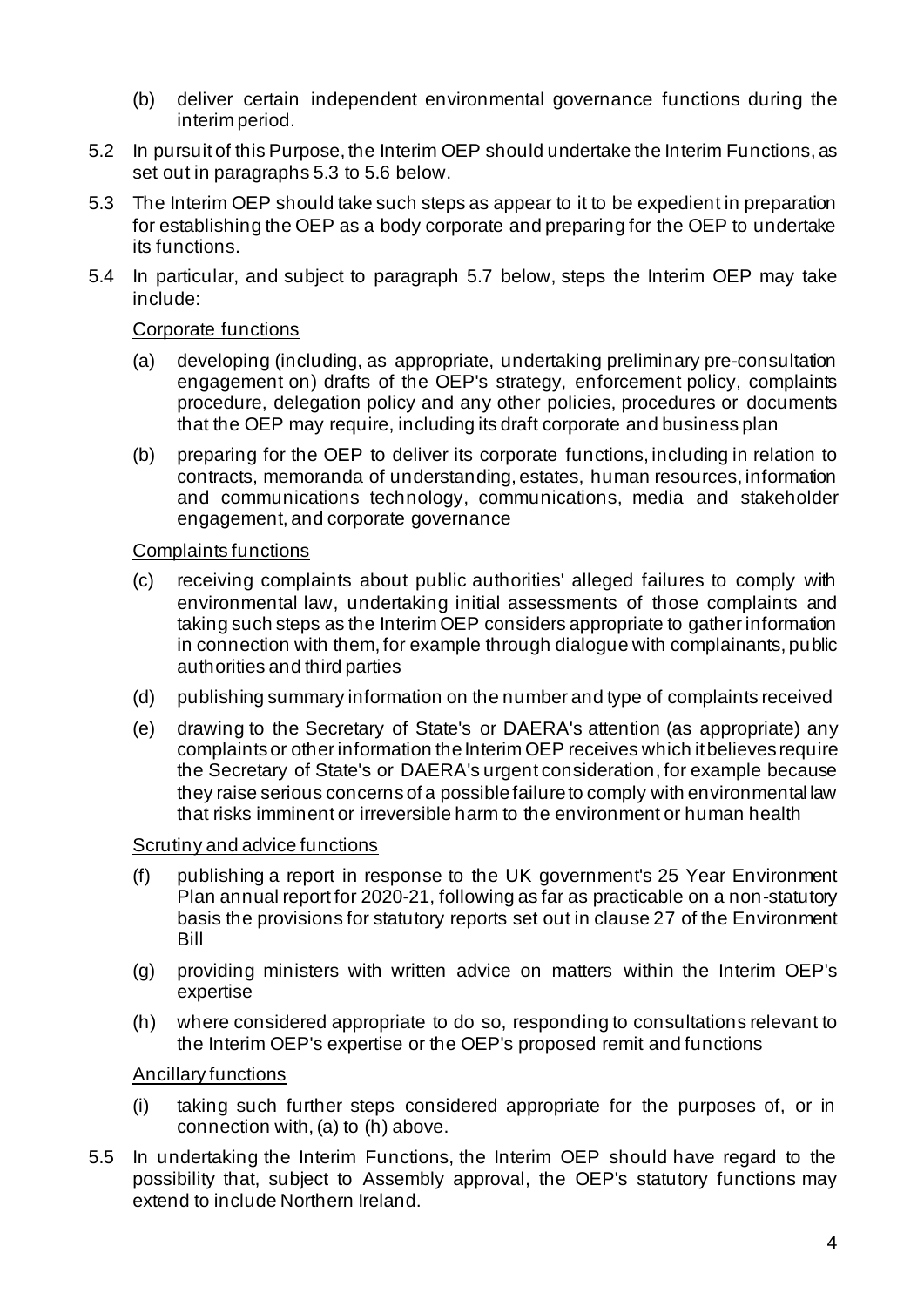(b) deliver certain independent environmental governance functions during the interim period.

5.2 In pursuit of this Purpose, the Interim OEP should undertake the Interim Functions, as set out in paragraphs 5.3 to 5.6 below.

5.3 The Interim OEP should take such steps as appear to it to be expedient in preparation for establishing the OEP as a body corporate and preparing for the OEP to undertake its functions.

5.4 In particular, and subject to paragraph 5.7 below, steps the Interim OEP may take include:

<u>Corporate functions</u>

(a) developing (including, as appropriate, undertaking preliminary pre-consultation engagement on) drafts of the OEP's strategy, enforcement policy, complaints procedure, delegation policy and any other policies, procedures or documents that the OEP may require, including its draft corporate and business plan

(b) preparing for the OEP to deliver its corporate functions, including in relation to contracts, memoranda of understanding, estates, human resources, information and communications technology, communications, media and stakeholder engagement, and corporate governance

<u>Complaints functions</u>

(c) receiving complaints about public authorities' alleged failures to comply with environmental law, undertaking initial assessments of those complaints and taking such steps as the Interim OEP considers appropriate to gather information in connection with them, for example through dialogue with complainants, public authorities and third parties

(d) publishing summary information on the number and type of complaints received

(e) drawing to the Secretary of State's or DAERA's attention (as appropriate) any complaints or other information the Interim OEP receives which it believes require the Secretary of State's or DAERA's urgent consideration, for example because they raise serious concerns of a possible failure to comply with environmental law that risks imminent or irreversible harm to the environment or human health

<u>Scrutiny and advice functions</u>

(f) publishing a report in response to the UK government's 25 Year Environment Plan annual report for 2020-21, following as far as practicable on a non-statutory basis the provisions for statutory reports set out in clause 27 of the Environment Bill

(g) providing ministers with written advice on matters within the Interim OEP's expertise

(h) where considered appropriate to do so, responding to consultations relevant to the Interim OEP's expertise or the OEP's proposed remit and functions

<u>Ancillary functions</u>

(i) taking such further steps considered appropriate for the purposes of, or in connection with, (a) to (h) above.

5.5 In undertaking the Interim Functions, the Interim OEP should have regard to the possibility that, subject to Assembly approval, the OEP's statutory functions may extend to include Northern Ireland.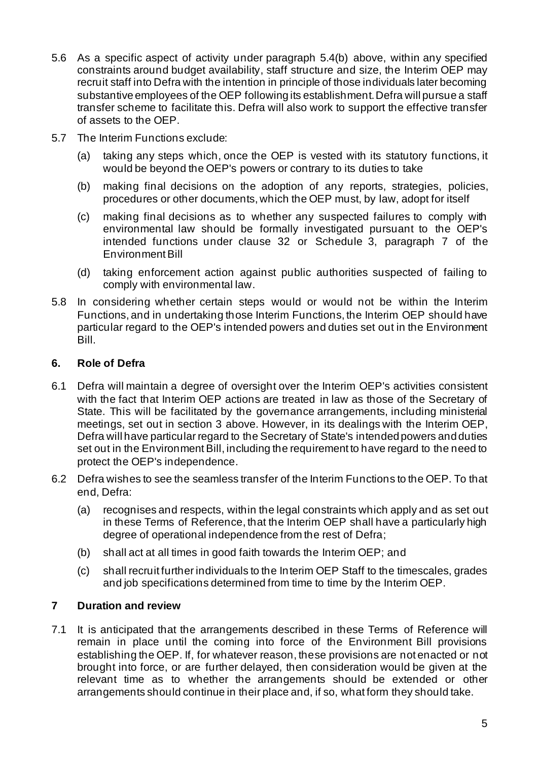5.6 As a specific aspect of activity under paragraph 5.4(b) above, within any specified constraints around budget availability, staff structure and size, the Interim OEP may recruit staff into Defra with the intention in principle of those individuals later becoming substantive employees of the OEP following its establishment. Defra will pursue a staff transfer scheme to facilitate this. Defra will also work to support the effective transfer of assets to the OEP.

5.7 The Interim Functions exclude:

(a) taking any steps which, once the OEP is vested with its statutory functions, it would be beyond the OEP's powers or contrary to its duties to take

(b) making final decisions on the adoption of any reports, strategies, policies, procedures or other documents, which the OEP must, by law, adopt for itself

(c) making final decisions as to whether any suspected failures to comply with environmental law should be formally investigated pursuant to the OEP's intended functions under clause 32 or Schedule 3, paragraph 7 of the Environment Bill

(d) taking enforcement action against public authorities suspected of failing to comply with environmental law.

5.8 In considering whether certain steps would or would not be within the Interim Functions, and in undertaking those Interim Functions, the Interim OEP should have particular regard to the OEP's intended powers and duties set out in the Environment Bill.

## 6. Role of Defra

6.1 Defra will maintain a degree of oversight over the Interim OEP's activities consistent with the fact that Interim OEP actions are treated in law as those of the Secretary of State. This will be facilitated by the governance arrangements, including ministerial meetings, set out in section 3 above. However, in its dealings with the Interim OEP, Defra will have particular regard to the Secretary of State's intended powers and duties set out in the Environment Bill, including the requirement to have regard to the need to protect the OEP's independence.

6.2 Defra wishes to see the seamless transfer of the Interim Functions to the OEP. To that end, Defra:

(a) recognises and respects, within the legal constraints which apply and as set out in these Terms of Reference, that the Interim OEP shall have a particularly high degree of operational independence from the rest of Defra;

(b) shall act at all times in good faith towards the Interim OEP; and

(c) shall recruit further individuals to the Interim OEP Staff to the timescales, grades and job specifications determined from time to time by the Interim OEP.

## 7 Duration and review

7.1 It is anticipated that the arrangements described in these Terms of Reference will remain in place until the coming into force of the Environment Bill provisions establishing the OEP. If, for whatever reason, these provisions are not enacted or not brought into force, or are further delayed, then consideration would be given at the relevant time as to whether the arrangements should be extended or other arrangements should continue in their place and, if so, what form they should take.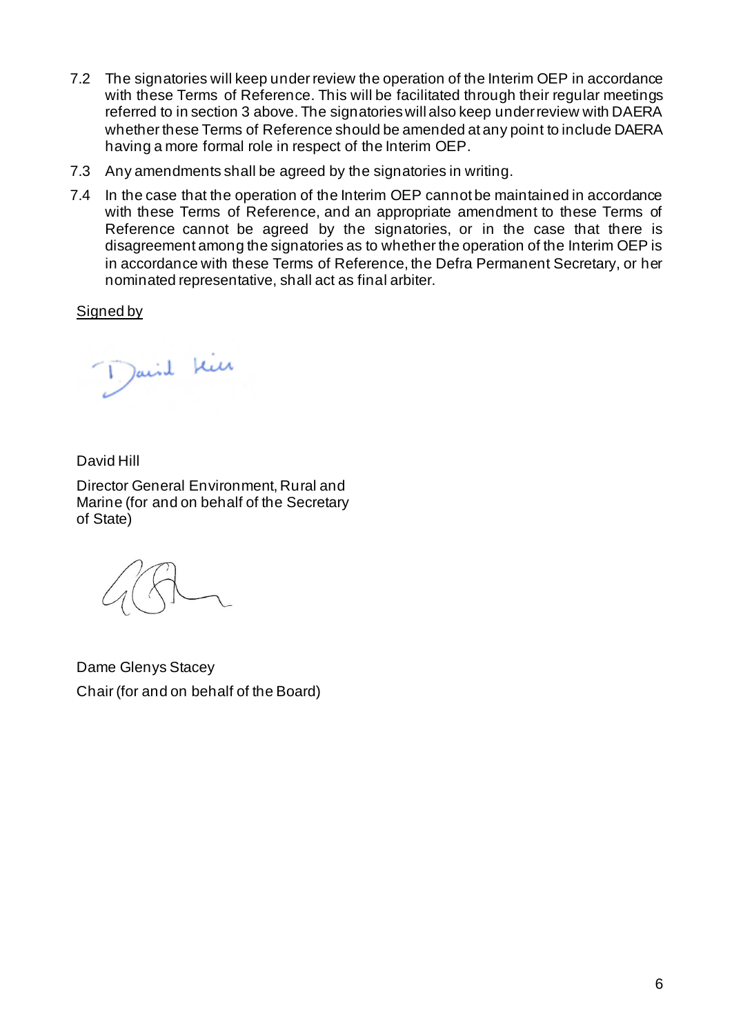7.2 The signatories will keep under review the operation of the Interim OEP in accordance with these Terms of Reference. This will be facilitated through their regular meetings referred to in section 3 above. The signatories will also keep under review with DAERA whether these Terms of Reference should be amended at any point to include DAERA having a more formal role in respect of the Interim OEP.

7.3 Any amendments shall be agreed by the signatories in writing.

7.4 In the case that the operation of the Interim OEP cannot be maintained in accordance with these Terms of Reference, and an appropriate amendment to these Terms of Reference cannot be agreed by the signatories, or in the case that there is disagreement among the signatories as to whether the operation of the Interim OEP is in accordance with these Terms of Reference, the Defra Permanent Secretary, or her nominated representative, shall act as final arbiter.

Signed by

David Hill

Director General Environment, Rural and Marine (for and on behalf of the Secretary of State)

Dame Glenys Stacey

Chair (for and on behalf of the Board)